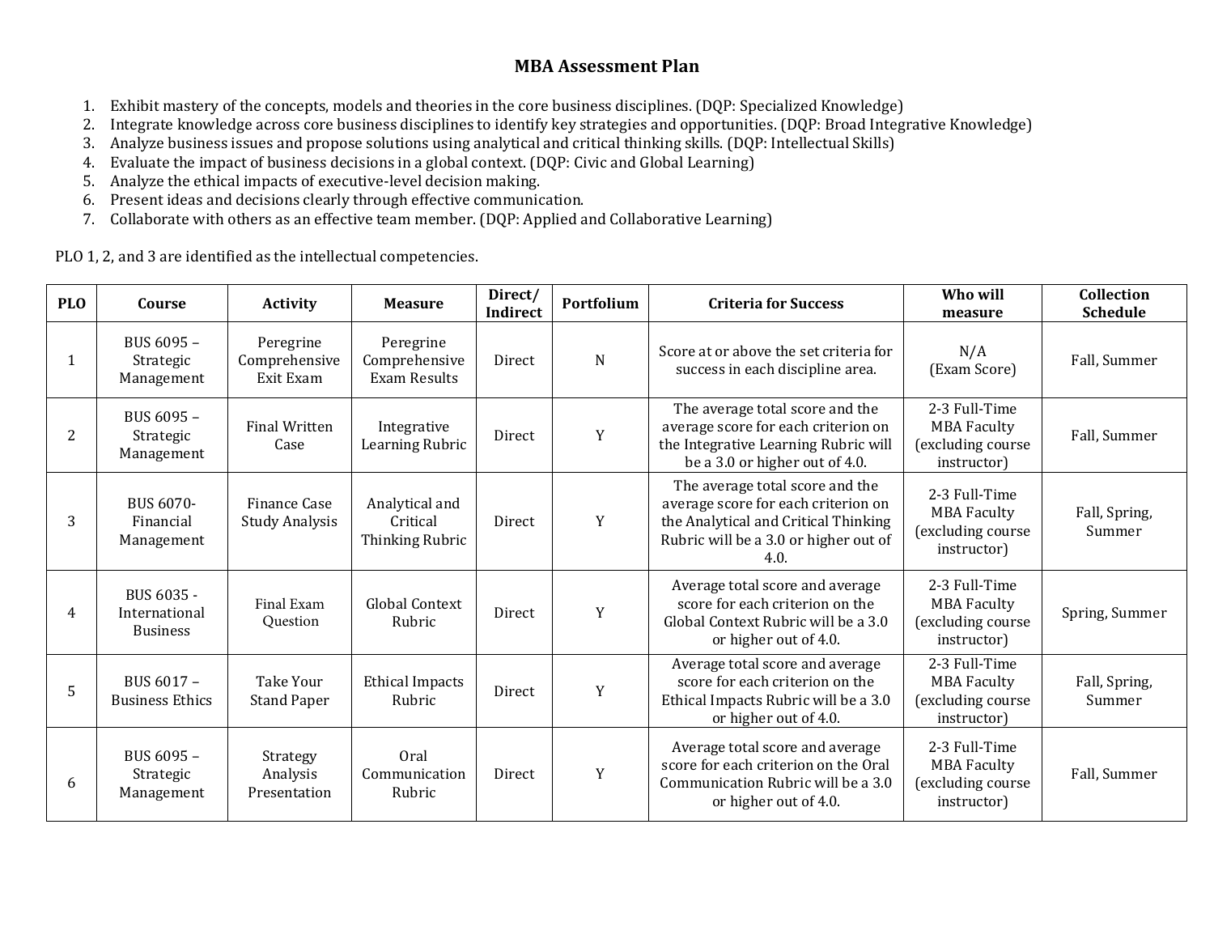# MBA Assessment Plan

1. Exhibit mastery of the concepts, models and theories in the core business disciplines. (DQP: Specialized Knowledge)
2. Integrate knowledge across core business disciplines to identify key strategies and opportunities. (DQP: Broad Integrative Knowledge)
3. Analyze business issues and propose solutions using analytical and critical thinking skills. (DQP: Intellectual Skills)
4. Evaluate the impact of business decisions in a global context. (DQP: Civic and Global Learning)
5. Analyze the ethical impacts of executive-level decision making.
6. Present ideas and decisions clearly through effective communication.
7. Collaborate with others as an effective team member. (DQP: Applied and Collaborative Learning)

PLO 1, 2, and 3 are identified as the intellectual competencies.

| PLO | Course | Activity | Measure | Direct/ Indirect | Portfolium | Criteria for Success | Who will measure | Collection Schedule |
|---|---|---|---|---|---|---|---|---|
| 1 | BUS 6095 – Strategic Management | Peregrine Comprehensive Exit Exam | Peregrine Comprehensive Exam Results | Direct | N | Score at or above the set criteria for success in each discipline area. | N/A (Exam Score) | Fall, Summer |
| 2 | BUS 6095 – Strategic Management | Final Written Case | Integrative Learning Rubric | Direct | Y | The average total score and the average score for each criterion on the Integrative Learning Rubric will be a 3.0 or higher out of 4.0. | 2-3 Full-Time MBA Faculty (excluding course instructor) | Fall, Summer |
| 3 | BUS 6070-Financial Management | Finance Case Study Analysis | Analytical and Critical Thinking Rubric | Direct | Y | The average total score and the average score for each criterion on the Analytical and Critical Thinking Rubric will be a 3.0 or higher out of 4.0. | 2-3 Full-Time MBA Faculty (excluding course instructor) | Fall, Spring, Summer |
| 4 | BUS 6035 - International Business | Final Exam Question | Global Context Rubric | Direct | Y | Average total score and average score for each criterion on the Global Context Rubric will be a 3.0 or higher out of 4.0. | 2-3 Full-Time MBA Faculty (excluding course instructor) | Spring, Summer |
| 5 | BUS 6017 – Business Ethics | Take Your Stand Paper | Ethical Impacts Rubric | Direct | Y | Average total score and average score for each criterion on the Ethical Impacts Rubric will be a 3.0 or higher out of 4.0. | 2-3 Full-Time MBA Faculty (excluding course instructor) | Fall, Spring, Summer |
| 6 | BUS 6095 – Strategic Management | Strategy Analysis Presentation | Oral Communication Rubric | Direct | Y | Average total score and average score for each criterion on the Oral Communication Rubric will be a 3.0 or higher out of 4.0. | 2-3 Full-Time MBA Faculty (excluding course instructor) | Fall, Summer |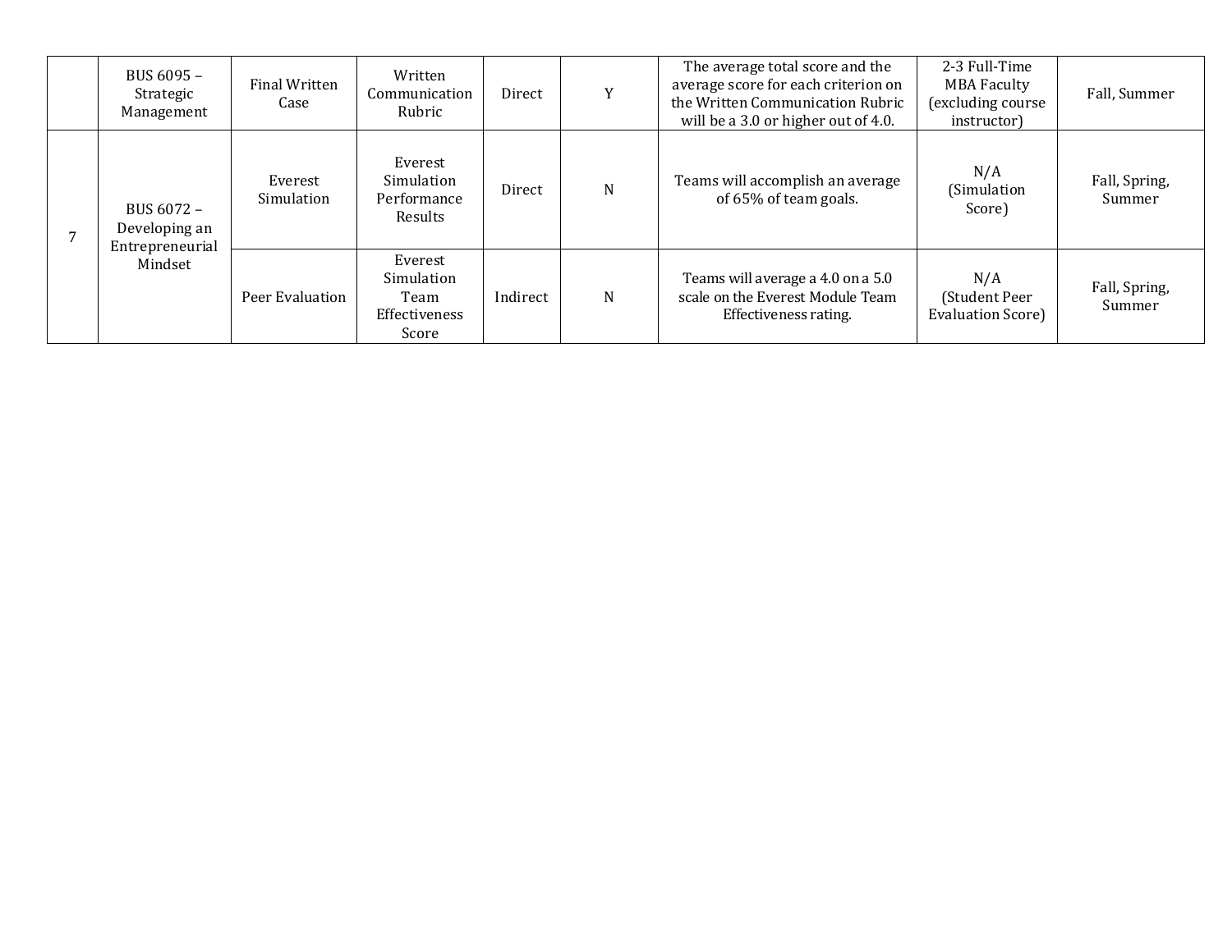| | | | | | | | | |
|---|---|---|---|---|---|---|---|---|
| | BUS 6095 – Strategic Management | Final Written Case | Written Communication Rubric | Direct | Y | The average total score and the average score for each criterion on the Written Communication Rubric will be a 3.0 or higher out of 4.0. | 2-3 Full-Time MBA Faculty (excluding course instructor) | Fall, Summer |
| 7 | BUS 6072 – Developing an Entrepreneurial Mindset | Everest Simulation | Everest Simulation Performance Results | Direct | N | Teams will accomplish an average of 65% of team goals. | N/A (Simulation Score) | Fall, Spring, Summer |
| | | Peer Evaluation | Everest Simulation Team Effectiveness Score | Indirect | N | Teams will average a 4.0 on a 5.0 scale on the Everest Module Team Effectiveness rating. | N/A (Student Peer Evaluation Score) | Fall, Spring, Summer |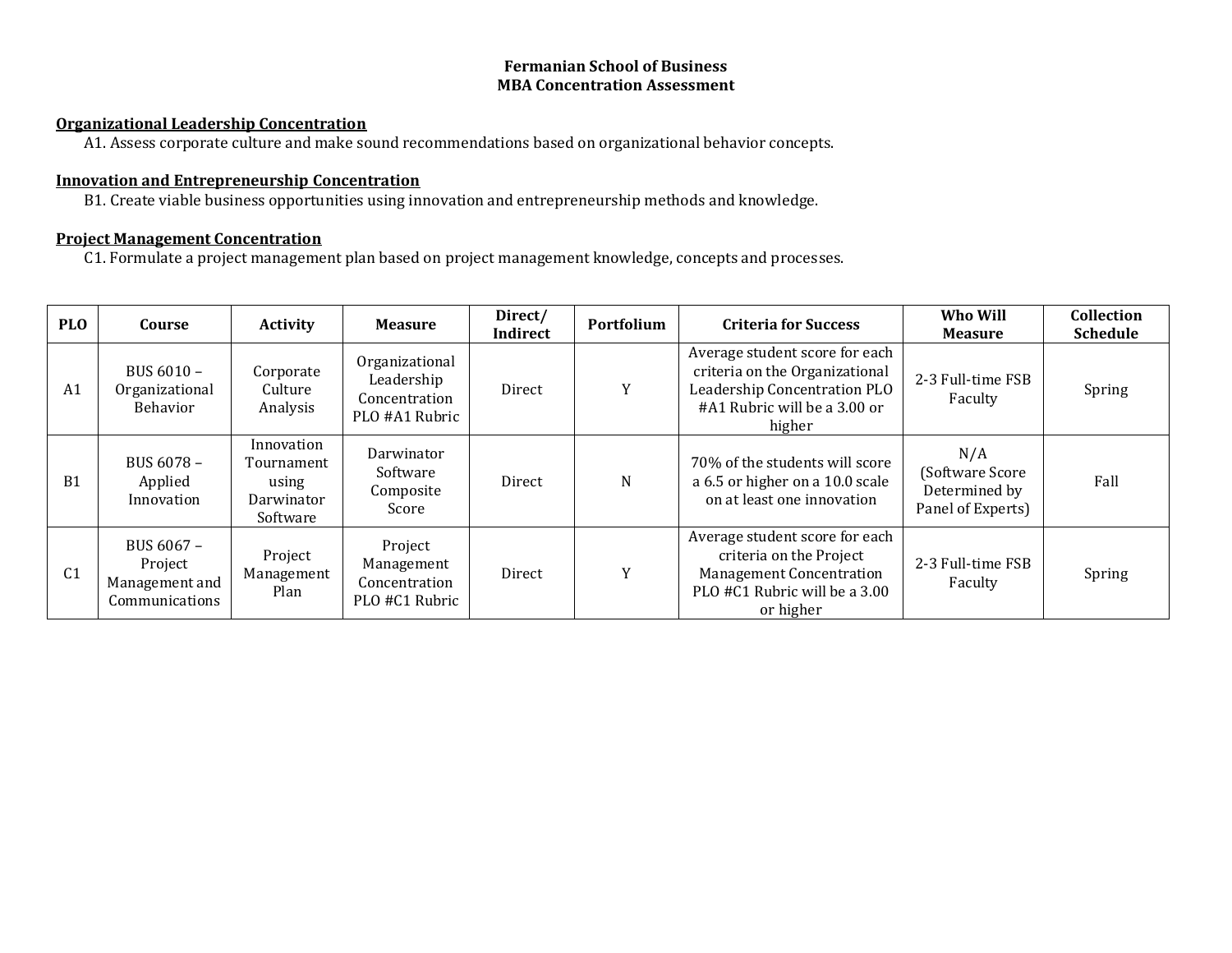**Fermanian School of Business**
**MBA Concentration Assessment**

**Organizational Leadership Concentration**

A1. Assess corporate culture and make sound recommendations based on organizational behavior concepts.

**Innovation and Entrepreneurship Concentration**

B1. Create viable business opportunities using innovation and entrepreneurship methods and knowledge.

**Project Management Concentration**

C1. Formulate a project management plan based on project management knowledge, concepts and processes.

| PLO | Course | Activity | Measure | Direct/ Indirect | Portfolium | Criteria for Success | Who Will Measure | Collection Schedule |
|---|---|---|---|---|---|---|---|---|
| A1 | BUS 6010 – Organizational Behavior | Corporate Culture Analysis | Organizational Leadership Concentration PLO #A1 Rubric | Direct | Y | Average student score for each criteria on the Organizational Leadership Concentration PLO #A1 Rubric will be a 3.00 or higher | 2-3 Full-time FSB Faculty | Spring |
| B1 | BUS 6078 – Applied Innovation | Innovation Tournament using Darwinator Software | Darwinator Software Composite Score | Direct | N | 70% of the students will score a 6.5 or higher on a 10.0 scale on at least one innovation | N/A (Software Score Determined by Panel of Experts) | Fall |
| C1 | BUS 6067 – Project Management and Communications | Project Management Plan | Project Management Concentration PLO #C1 Rubric | Direct | Y | Average student score for each criteria on the Project Management Concentration PLO #C1 Rubric will be a 3.00 or higher | 2-3 Full-time FSB Faculty | Spring |